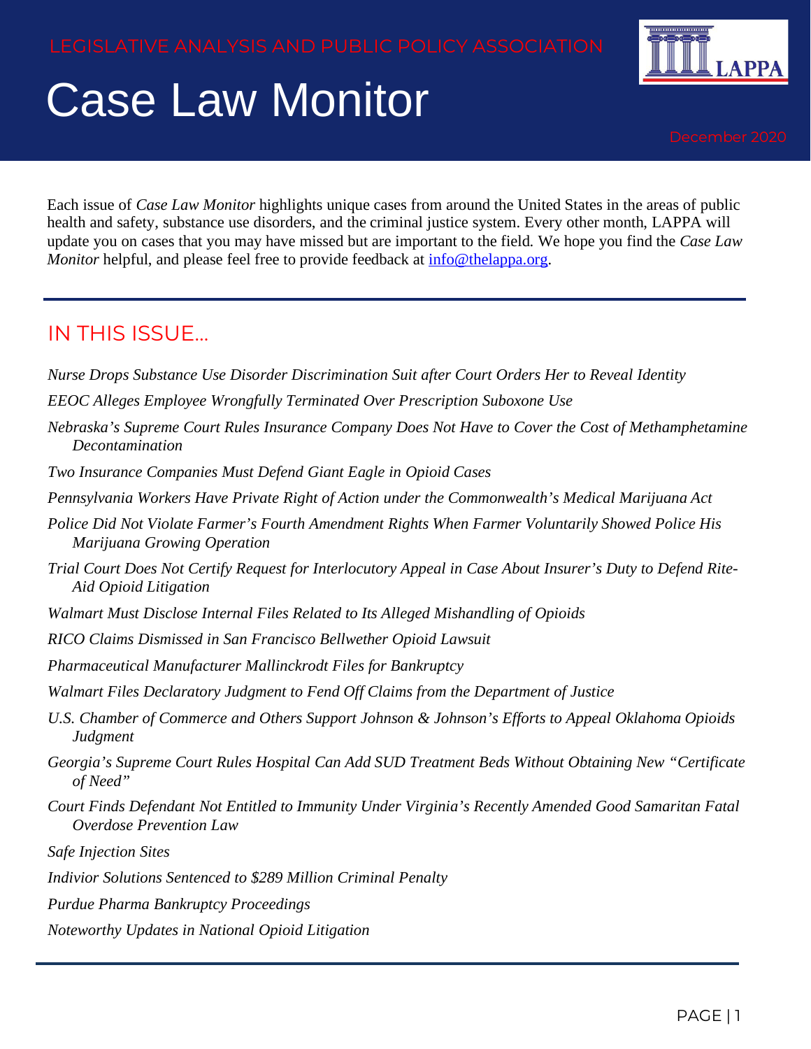LEGISLATIVE ANALYSIS AND PUBLIC POLICY ASSOCIATION

# Case Law Monitor

December 2020

Each issue of *Case Law Monitor* highlights unique cases from around the United States in the areas of public health and safety, substance use disorders, and the criminal justice system. Every other month, LAPPA will update you on cases that you may have missed but are important to the field. We hope you find the *Case Law Monitor* helpful, and please feel free to provide feedback at [info@thelappa.org](mailto:info@thelappa.org).

## IN THIS ISSUE...

*Nurse Drops Substance Use Disorder Discrimination Suit after Court Orders Her to Reveal Identity*

*EEOC Alleges Employee Wrongfully Terminated Over Prescription Suboxone Use*

*Nebraska's Supreme Court Rules Insurance Company Does Not Have to Cover the Cost of Methamphetamine Decontamination*

*Two Insurance Companies Must Defend Giant Eagle in Opioid Cases*

*Pennsylvania Workers Have Private Right of Action under the Commonwealth's Medical Marijuana Act*

*Police Did Not Violate Farmer's Fourth Amendment Rights When Farmer Voluntarily Showed Police His Marijuana Growing Operation*

*Trial Court Does Not Certify Request for Interlocutory Appeal in Case About Insurer's Duty to Defend Rite-Aid Opioid Litigation*

*Walmart Must Disclose Internal Files Related to Its Alleged Mishandling of Opioids*

*RICO Claims Dismissed in San Francisco Bellwether Opioid Lawsuit*

*Pharmaceutical Manufacturer Mallinckrodt Files for Bankruptcy*

*Walmart Files Declaratory Judgment to Fend Off Claims from the Department of Justice*

*U.S. Chamber of Commerce and Others Support Johnson & Johnson's Efforts to Appeal Oklahoma Opioids Judgment*

*Georgia's Supreme Court Rules Hospital Can Add SUD Treatment Beds Without Obtaining New "Certificate of Need"*

*Court Finds Defendant Not Entitled to Immunity Under Virginia's Recently Amended Good Samaritan Fatal Overdose Prevention Law*

*Safe Injection Sites*

*Indivior Solutions Sentenced to $289 Million Criminal Penalty*

*Purdue Pharma Bankruptcy Proceedings*

*Noteworthy Updates in National Opioid Litigation*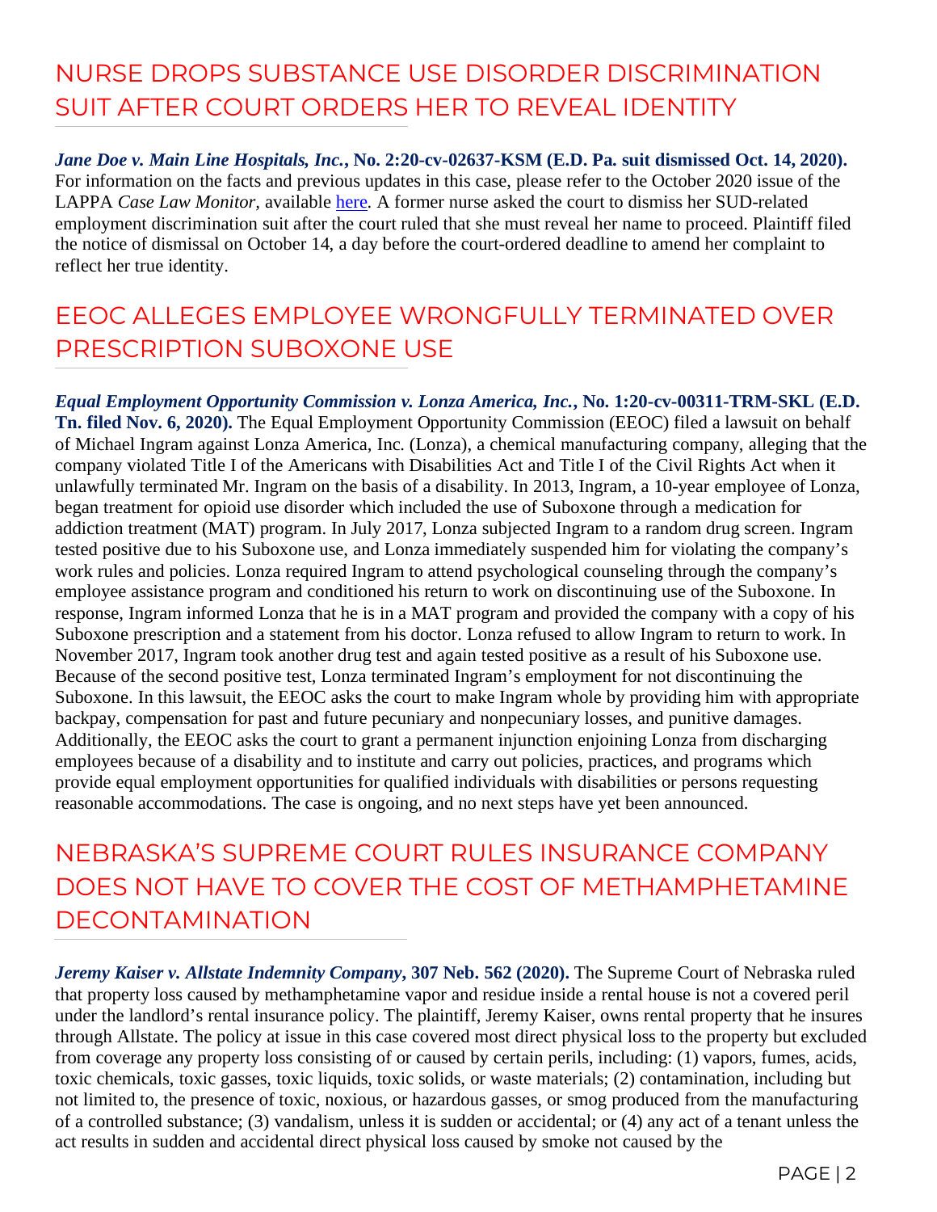## NURSE DROPS SUBSTANCE USE DISORDER DISCRIMINATION SUIT AFTER COURT ORDERS HER TO REVEAL IDENTITY

***Jane Doe v. Main Line Hospitals, Inc.*, No. 2:20-cv-02637-KSM (E.D. Pa. suit dismissed Oct. 14, 2020).** For information on the facts and previous updates in this case, please refer to the October 2020 issue of the LAPPA *Case Law Monitor,* available here. A former nurse asked the court to dismiss her SUD-related employment discrimination suit after the court ruled that she must reveal her name to proceed. Plaintiff filed the notice of dismissal on October 14, a day before the court-ordered deadline to amend her complaint to reflect her true identity.

## EEOC ALLEGES EMPLOYEE WRONGFULLY TERMINATED OVER PRESCRIPTION SUBOXONE USE

***Equal Employment Opportunity Commission v. Lonza America, Inc.*, No. 1:20-cv-00311-TRM-SKL (E.D. Tn. filed Nov. 6, 2020).** The Equal Employment Opportunity Commission (EEOC) filed a lawsuit on behalf of Michael Ingram against Lonza America, Inc. (Lonza), a chemical manufacturing company, alleging that the company violated Title I of the Americans with Disabilities Act and Title I of the Civil Rights Act when it unlawfully terminated Mr. Ingram on the basis of a disability. In 2013, Ingram, a 10-year employee of Lonza, began treatment for opioid use disorder which included the use of Suboxone through a medication for addiction treatment (MAT) program. In July 2017, Lonza subjected Ingram to a random drug screen. Ingram tested positive due to his Suboxone use, and Lonza immediately suspended him for violating the company's work rules and policies. Lonza required Ingram to attend psychological counseling through the company's employee assistance program and conditioned his return to work on discontinuing use of the Suboxone. In response, Ingram informed Lonza that he is in a MAT program and provided the company with a copy of his Suboxone prescription and a statement from his doctor. Lonza refused to allow Ingram to return to work. In November 2017, Ingram took another drug test and again tested positive as a result of his Suboxone use. Because of the second positive test, Lonza terminated Ingram's employment for not discontinuing the Suboxone. In this lawsuit, the EEOC asks the court to make Ingram whole by providing him with appropriate backpay, compensation for past and future pecuniary and nonpecuniary losses, and punitive damages. Additionally, the EEOC asks the court to grant a permanent injunction enjoining Lonza from discharging employees because of a disability and to institute and carry out policies, practices, and programs which provide equal employment opportunities for qualified individuals with disabilities or persons requesting reasonable accommodations. The case is ongoing, and no next steps have yet been announced.

## NEBRASKA'S SUPREME COURT RULES INSURANCE COMPANY DOES NOT HAVE TO COVER THE COST OF METHAMPHETAMINE DECONTAMINATION

***Jeremy Kaiser v. Allstate Indemnity Company*, 307 Neb. 562 (2020).** The Supreme Court of Nebraska ruled that property loss caused by methamphetamine vapor and residue inside a rental house is not a covered peril under the landlord's rental insurance policy. The plaintiff, Jeremy Kaiser, owns rental property that he insures through Allstate. The policy at issue in this case covered most direct physical loss to the property but excluded from coverage any property loss consisting of or caused by certain perils, including: (1) vapors, fumes, acids, toxic chemicals, toxic gasses, toxic liquids, toxic solids, or waste materials; (2) contamination, including but not limited to, the presence of toxic, noxious, or hazardous gasses, or smog produced from the manufacturing of a controlled substance; (3) vandalism, unless it is sudden or accidental; or (4) any act of a tenant unless the act results in sudden and accidental direct physical loss caused by smoke not caused by the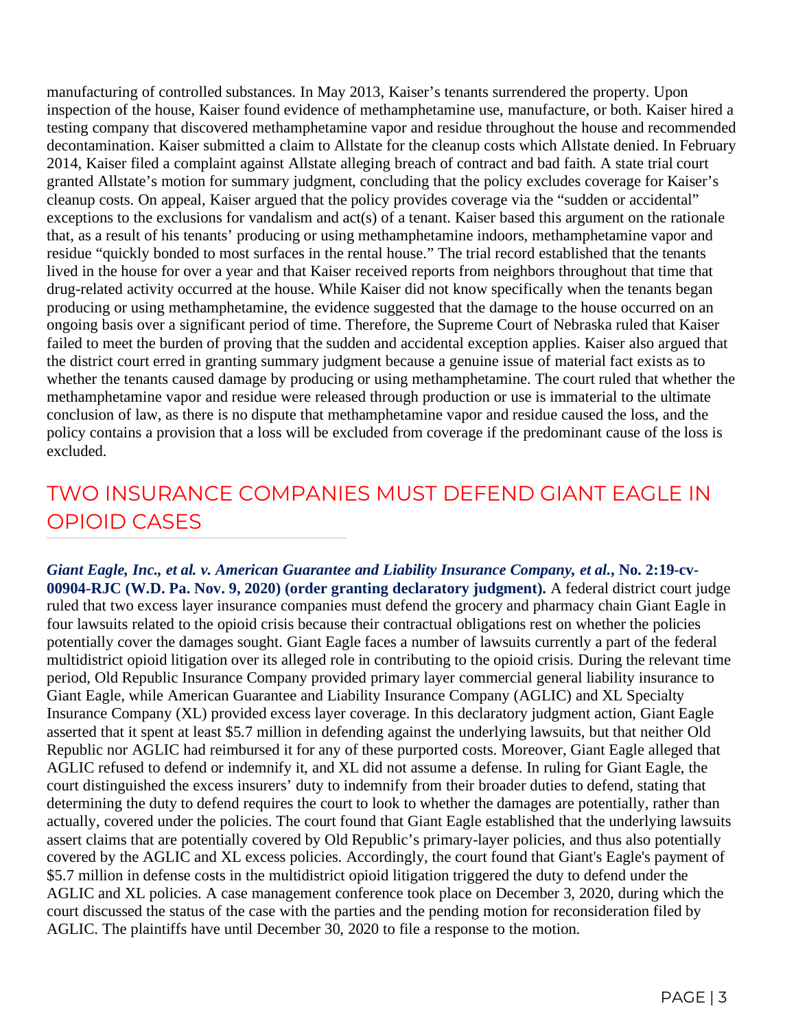manufacturing of controlled substances. In May 2013, Kaiser's tenants surrendered the property. Upon inspection of the house, Kaiser found evidence of methamphetamine use, manufacture, or both. Kaiser hired a testing company that discovered methamphetamine vapor and residue throughout the house and recommended decontamination. Kaiser submitted a claim to Allstate for the cleanup costs which Allstate denied. In February 2014, Kaiser filed a complaint against Allstate alleging breach of contract and bad faith. A state trial court granted Allstate's motion for summary judgment, concluding that the policy excludes coverage for Kaiser's cleanup costs. On appeal, Kaiser argued that the policy provides coverage via the "sudden or accidental" exceptions to the exclusions for vandalism and act(s) of a tenant. Kaiser based this argument on the rationale that, as a result of his tenants' producing or using methamphetamine indoors, methamphetamine vapor and residue "quickly bonded to most surfaces in the rental house." The trial record established that the tenants lived in the house for over a year and that Kaiser received reports from neighbors throughout that time that drug-related activity occurred at the house. While Kaiser did not know specifically when the tenants began producing or using methamphetamine, the evidence suggested that the damage to the house occurred on an ongoing basis over a significant period of time. Therefore, the Supreme Court of Nebraska ruled that Kaiser failed to meet the burden of proving that the sudden and accidental exception applies. Kaiser also argued that the district court erred in granting summary judgment because a genuine issue of material fact exists as to whether the tenants caused damage by producing or using methamphetamine. The court ruled that whether the methamphetamine vapor and residue were released through production or use is immaterial to the ultimate conclusion of law, as there is no dispute that methamphetamine vapor and residue caused the loss, and the policy contains a provision that a loss will be excluded from coverage if the predominant cause of the loss is excluded.

## TWO INSURANCE COMPANIES MUST DEFEND GIANT EAGLE IN OPIOID CASES

***Giant Eagle, Inc., et al. v. American Guarantee and Liability Insurance Company, et al.*, No. 2:19-cv-00904-RJC (W.D. Pa. Nov. 9, 2020) (order granting declaratory judgment).** A federal district court judge ruled that two excess layer insurance companies must defend the grocery and pharmacy chain Giant Eagle in four lawsuits related to the opioid crisis because their contractual obligations rest on whether the policies potentially cover the damages sought. Giant Eagle faces a number of lawsuits currently a part of the federal multidistrict opioid litigation over its alleged role in contributing to the opioid crisis. During the relevant time period, Old Republic Insurance Company provided primary layer commercial general liability insurance to Giant Eagle, while American Guarantee and Liability Insurance Company (AGLIC) and XL Specialty Insurance Company (XL) provided excess layer coverage. In this declaratory judgment action, Giant Eagle asserted that it spent at least $5.7 million in defending against the underlying lawsuits, but that neither Old Republic nor AGLIC had reimbursed it for any of these purported costs. Moreover, Giant Eagle alleged that AGLIC refused to defend or indemnify it, and XL did not assume a defense. In ruling for Giant Eagle, the court distinguished the excess insurers' duty to indemnify from their broader duties to defend, stating that determining the duty to defend requires the court to look to whether the damages are potentially, rather than actually, covered under the policies. The court found that Giant Eagle established that the underlying lawsuits assert claims that are potentially covered by Old Republic's primary-layer policies, and thus also potentially covered by the AGLIC and XL excess policies. Accordingly, the court found that Giant's Eagle's payment of $5.7 million in defense costs in the multidistrict opioid litigation triggered the duty to defend under the AGLIC and XL policies. A case management conference took place on December 3, 2020, during which the court discussed the status of the case with the parties and the pending motion for reconsideration filed by AGLIC. The plaintiffs have until December 30, 2020 to file a response to the motion.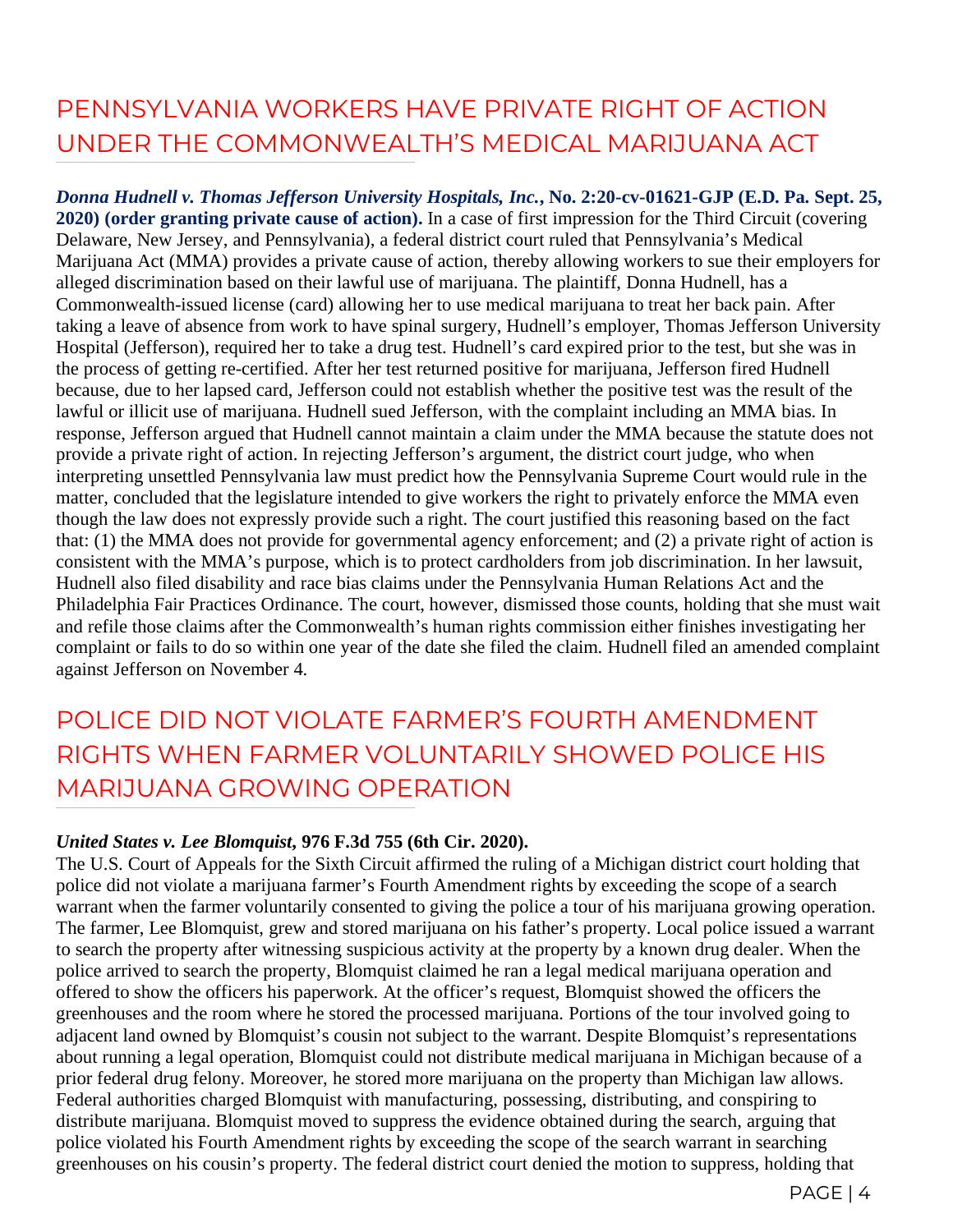## PENNSYLVANIA WORKERS HAVE PRIVATE RIGHT OF ACTION UNDER THE COMMONWEALTH'S MEDICAL MARIJUANA ACT

***Donna Hudnell v. Thomas Jefferson University Hospitals, Inc.*, No. 2:20-cv-01621-GJP (E.D. Pa. Sept. 25, 2020) (order granting private cause of action).** In a case of first impression for the Third Circuit (covering Delaware, New Jersey, and Pennsylvania), a federal district court ruled that Pennsylvania's Medical Marijuana Act (MMA) provides a private cause of action, thereby allowing workers to sue their employers for alleged discrimination based on their lawful use of marijuana. The plaintiff, Donna Hudnell, has a Commonwealth-issued license (card) allowing her to use medical marijuana to treat her back pain. After taking a leave of absence from work to have spinal surgery, Hudnell's employer, Thomas Jefferson University Hospital (Jefferson), required her to take a drug test. Hudnell's card expired prior to the test, but she was in the process of getting re-certified. After her test returned positive for marijuana, Jefferson fired Hudnell because, due to her lapsed card, Jefferson could not establish whether the positive test was the result of the lawful or illicit use of marijuana. Hudnell sued Jefferson, with the complaint including an MMA bias. In response, Jefferson argued that Hudnell cannot maintain a claim under the MMA because the statute does not provide a private right of action. In rejecting Jefferson's argument, the district court judge, who when interpreting unsettled Pennsylvania law must predict how the Pennsylvania Supreme Court would rule in the matter, concluded that the legislature intended to give workers the right to privately enforce the MMA even though the law does not expressly provide such a right. The court justified this reasoning based on the fact that: (1) the MMA does not provide for governmental agency enforcement; and (2) a private right of action is consistent with the MMA's purpose, which is to protect cardholders from job discrimination. In her lawsuit, Hudnell also filed disability and race bias claims under the Pennsylvania Human Relations Act and the Philadelphia Fair Practices Ordinance. The court, however, dismissed those counts, holding that she must wait and refile those claims after the Commonwealth's human rights commission either finishes investigating her complaint or fails to do so within one year of the date she filed the claim. Hudnell filed an amended complaint against Jefferson on November 4.

## POLICE DID NOT VIOLATE FARMER'S FOURTH AMENDMENT RIGHTS WHEN FARMER VOLUNTARILY SHOWED POLICE HIS MARIJUANA GROWING OPERATION

***United States v. Lee Blomquist*, 976 F.3d 755 (6th Cir. 2020).**

The U.S. Court of Appeals for the Sixth Circuit affirmed the ruling of a Michigan district court holding that police did not violate a marijuana farmer's Fourth Amendment rights by exceeding the scope of a search warrant when the farmer voluntarily consented to giving the police a tour of his marijuana growing operation. The farmer, Lee Blomquist, grew and stored marijuana on his father's property. Local police issued a warrant to search the property after witnessing suspicious activity at the property by a known drug dealer. When the police arrived to search the property, Blomquist claimed he ran a legal medical marijuana operation and offered to show the officers his paperwork. At the officer's request, Blomquist showed the officers the greenhouses and the room where he stored the processed marijuana. Portions of the tour involved going to adjacent land owned by Blomquist's cousin not subject to the warrant. Despite Blomquist's representations about running a legal operation, Blomquist could not distribute medical marijuana in Michigan because of a prior federal drug felony. Moreover, he stored more marijuana on the property than Michigan law allows. Federal authorities charged Blomquist with manufacturing, possessing, distributing, and conspiring to distribute marijuana. Blomquist moved to suppress the evidence obtained during the search, arguing that police violated his Fourth Amendment rights by exceeding the scope of the search warrant in searching greenhouses on his cousin's property. The federal district court denied the motion to suppress, holding that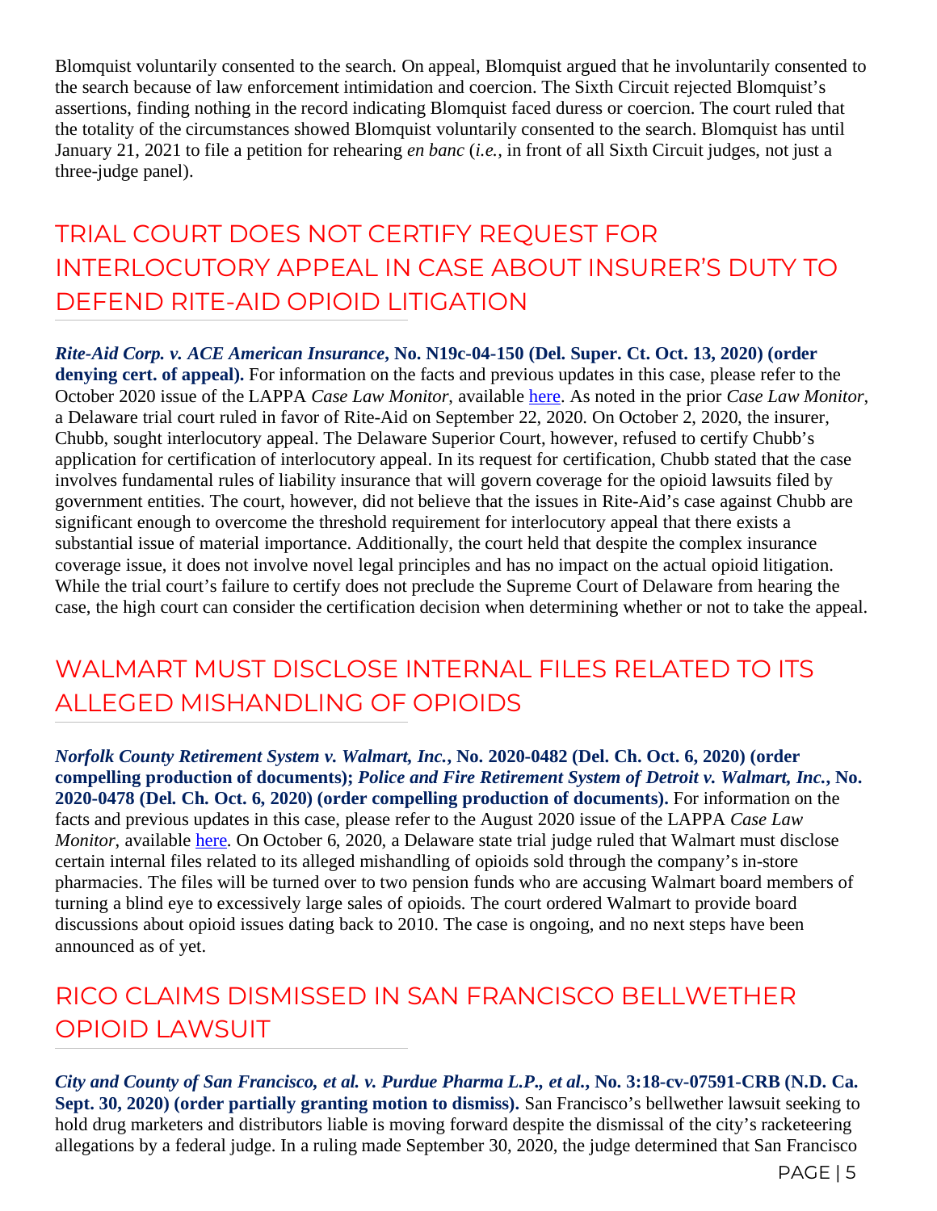Blomquist voluntarily consented to the search. On appeal, Blomquist argued that he involuntarily consented to the search because of law enforcement intimidation and coercion. The Sixth Circuit rejected Blomquist's assertions, finding nothing in the record indicating Blomquist faced duress or coercion. The court ruled that the totality of the circumstances showed Blomquist voluntarily consented to the search. Blomquist has until January 21, 2021 to file a petition for rehearing *en banc* (*i.e.*, in front of all Sixth Circuit judges, not just a three-judge panel).

## TRIAL COURT DOES NOT CERTIFY REQUEST FOR INTERLOCUTORY APPEAL IN CASE ABOUT INSURER'S DUTY TO DEFEND RITE-AID OPIOID LITIGATION

***Rite-Aid Corp. v. ACE American Insurance*, No. N19c-04-150 (Del. Super. Ct. Oct. 13, 2020) (order denying cert. of appeal).** For information on the facts and previous updates in this case, please refer to the October 2020 issue of the LAPPA *Case Law Monitor*, available here. As noted in the prior *Case Law Monitor*, a Delaware trial court ruled in favor of Rite-Aid on September 22, 2020. On October 2, 2020, the insurer, Chubb, sought interlocutory appeal. The Delaware Superior Court, however, refused to certify Chubb's application for certification of interlocutory appeal. In its request for certification, Chubb stated that the case involves fundamental rules of liability insurance that will govern coverage for the opioid lawsuits filed by government entities. The court, however, did not believe that the issues in Rite-Aid's case against Chubb are significant enough to overcome the threshold requirement for interlocutory appeal that there exists a substantial issue of material importance. Additionally, the court held that despite the complex insurance coverage issue, it does not involve novel legal principles and has no impact on the actual opioid litigation. While the trial court's failure to certify does not preclude the Supreme Court of Delaware from hearing the case, the high court can consider the certification decision when determining whether or not to take the appeal.

## WALMART MUST DISCLOSE INTERNAL FILES RELATED TO ITS ALLEGED MISHANDLING OF OPIOIDS

***Norfolk County Retirement System v. Walmart, Inc.*, No. 2020-0482 (Del. Ch. Oct. 6, 2020) (order compelling production of documents); *Police and Fire Retirement System of Detroit v. Walmart, Inc.*, No. 2020-0478 (Del. Ch. Oct. 6, 2020) (order compelling production of documents).** For information on the facts and previous updates in this case, please refer to the August 2020 issue of the LAPPA *Case Law Monitor*, available here. On October 6, 2020, a Delaware state trial judge ruled that Walmart must disclose certain internal files related to its alleged mishandling of opioids sold through the company's in-store pharmacies. The files will be turned over to two pension funds who are accusing Walmart board members of turning a blind eye to excessively large sales of opioids. The court ordered Walmart to provide board discussions about opioid issues dating back to 2010. The case is ongoing, and no next steps have been announced as of yet.

## RICO CLAIMS DISMISSED IN SAN FRANCISCO BELLWETHER OPIOID LAWSUIT

***City and County of San Francisco, et al. v. Purdue Pharma L.P., et al.*, No. 3:18-cv-07591-CRB (N.D. Ca. Sept. 30, 2020) (order partially granting motion to dismiss).** San Francisco's bellwether lawsuit seeking to hold drug marketers and distributors liable is moving forward despite the dismissal of the city's racketeering allegations by a federal judge. In a ruling made September 30, 2020, the judge determined that San Francisco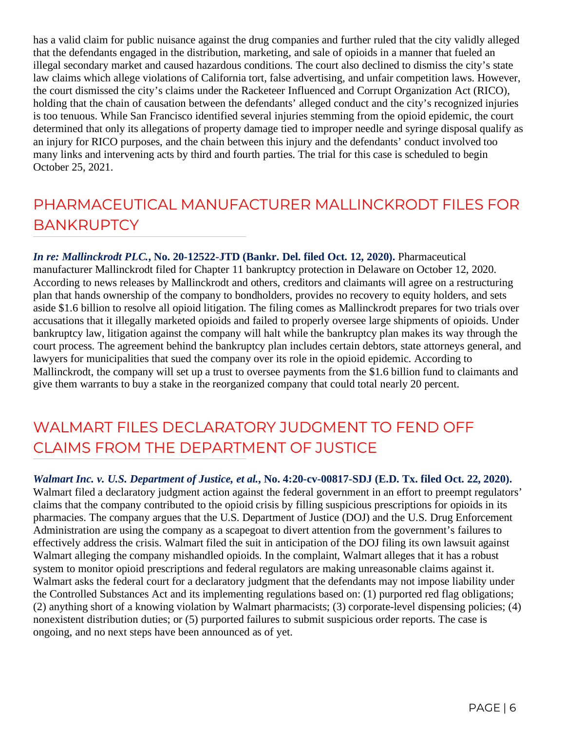has a valid claim for public nuisance against the drug companies and further ruled that the city validly alleged that the defendants engaged in the distribution, marketing, and sale of opioids in a manner that fueled an illegal secondary market and caused hazardous conditions. The court also declined to dismiss the city's state law claims which allege violations of California tort, false advertising, and unfair competition laws. However, the court dismissed the city's claims under the Racketeer Influenced and Corrupt Organization Act (RICO), holding that the chain of causation between the defendants' alleged conduct and the city's recognized injuries is too tenuous. While San Francisco identified several injuries stemming from the opioid epidemic, the court determined that only its allegations of property damage tied to improper needle and syringe disposal qualify as an injury for RICO purposes, and the chain between this injury and the defendants' conduct involved too many links and intervening acts by third and fourth parties. The trial for this case is scheduled to begin October 25, 2021.

## PHARMACEUTICAL MANUFACTURER MALLINCKRODT FILES FOR BANKRUPTCY

***In re: Mallinckrodt PLC.*, No. 20-12522-JTD (Bankr. Del. filed Oct. 12, 2020).** Pharmaceutical manufacturer Mallinckrodt filed for Chapter 11 bankruptcy protection in Delaware on October 12, 2020. According to news releases by Mallinckrodt and others, creditors and claimants will agree on a restructuring plan that hands ownership of the company to bondholders, provides no recovery to equity holders, and sets aside $1.6 billion to resolve all opioid litigation. The filing comes as Mallinckrodt prepares for two trials over accusations that it illegally marketed opioids and failed to properly oversee large shipments of opioids. Under bankruptcy law, litigation against the company will halt while the bankruptcy plan makes its way through the court process. The agreement behind the bankruptcy plan includes certain debtors, state attorneys general, and lawyers for municipalities that sued the company over its role in the opioid epidemic. According to Mallinckrodt, the company will set up a trust to oversee payments from the $1.6 billion fund to claimants and give them warrants to buy a stake in the reorganized company that could total nearly 20 percent.

## WALMART FILES DECLARATORY JUDGMENT TO FEND OFF CLAIMS FROM THE DEPARTMENT OF JUSTICE

***Walmart Inc. v. U.S. Department of Justice, et al.*, No. 4:20-cv-00817-SDJ (E.D. Tx. filed Oct. 22, 2020).** Walmart filed a declaratory judgment action against the federal government in an effort to preempt regulators' claims that the company contributed to the opioid crisis by filling suspicious prescriptions for opioids in its pharmacies. The company argues that the U.S. Department of Justice (DOJ) and the U.S. Drug Enforcement Administration are using the company as a scapegoat to divert attention from the government's failures to effectively address the crisis. Walmart filed the suit in anticipation of the DOJ filing its own lawsuit against Walmart alleging the company mishandled opioids. In the complaint, Walmart alleges that it has a robust system to monitor opioid prescriptions and federal regulators are making unreasonable claims against it. Walmart asks the federal court for a declaratory judgment that the defendants may not impose liability under the Controlled Substances Act and its implementing regulations based on: (1) purported red flag obligations; (2) anything short of a knowing violation by Walmart pharmacists; (3) corporate-level dispensing policies; (4) nonexistent distribution duties; or (5) purported failures to submit suspicious order reports. The case is ongoing, and no next steps have been announced as of yet.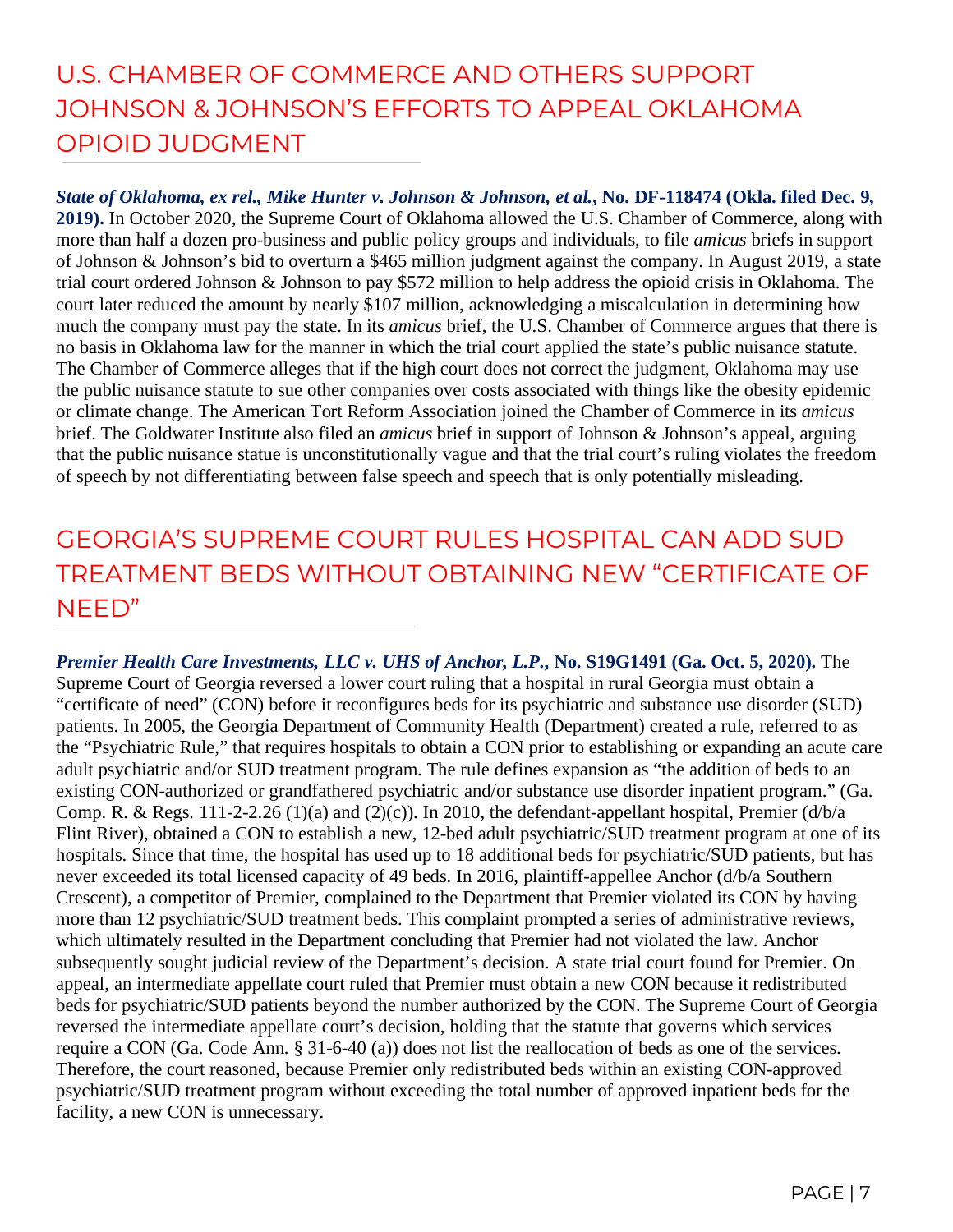## U.S. CHAMBER OF COMMERCE AND OTHERS SUPPORT JOHNSON & JOHNSON'S EFFORTS TO APPEAL OKLAHOMA OPIOID JUDGMENT

***State of Oklahoma, ex rel., Mike Hunter v. Johnson & Johnson, et al.*, No. DF-118474 (Okla. filed Dec. 9, 2019).** In October 2020, the Supreme Court of Oklahoma allowed the U.S. Chamber of Commerce, along with more than half a dozen pro-business and public policy groups and individuals, to file *amicus* briefs in support of Johnson & Johnson's bid to overturn a $465 million judgment against the company. In August 2019, a state trial court ordered Johnson & Johnson to pay $572 million to help address the opioid crisis in Oklahoma. The court later reduced the amount by nearly $107 million, acknowledging a miscalculation in determining how much the company must pay the state. In its *amicus* brief, the U.S. Chamber of Commerce argues that there is no basis in Oklahoma law for the manner in which the trial court applied the state's public nuisance statute. The Chamber of Commerce alleges that if the high court does not correct the judgment, Oklahoma may use the public nuisance statute to sue other companies over costs associated with things like the obesity epidemic or climate change. The American Tort Reform Association joined the Chamber of Commerce in its *amicus* brief. The Goldwater Institute also filed an *amicus* brief in support of Johnson & Johnson's appeal, arguing that the public nuisance statue is unconstitutionally vague and that the trial court's ruling violates the freedom of speech by not differentiating between false speech and speech that is only potentially misleading.

## GEORGIA'S SUPREME COURT RULES HOSPITAL CAN ADD SUD TREATMENT BEDS WITHOUT OBTAINING NEW "CERTIFICATE OF NEED"

***Premier Health Care Investments, LLC v. UHS of Anchor, L.P.*, No. S19G1491 (Ga. Oct. 5, 2020).** The Supreme Court of Georgia reversed a lower court ruling that a hospital in rural Georgia must obtain a "certificate of need" (CON) before it reconfigures beds for its psychiatric and substance use disorder (SUD) patients. In 2005, the Georgia Department of Community Health (Department) created a rule, referred to as the "Psychiatric Rule," that requires hospitals to obtain a CON prior to establishing or expanding an acute care adult psychiatric and/or SUD treatment program. The rule defines expansion as "the addition of beds to an existing CON-authorized or grandfathered psychiatric and/or substance use disorder inpatient program." (Ga. Comp. R. & Regs. 111-2-2.26 (1)(a) and (2)(c)). In 2010, the defendant-appellant hospital, Premier (d/b/a Flint River), obtained a CON to establish a new, 12-bed adult psychiatric/SUD treatment program at one of its hospitals. Since that time, the hospital has used up to 18 additional beds for psychiatric/SUD patients, but has never exceeded its total licensed capacity of 49 beds. In 2016, plaintiff-appellee Anchor (d/b/a Southern Crescent), a competitor of Premier, complained to the Department that Premier violated its CON by having more than 12 psychiatric/SUD treatment beds. This complaint prompted a series of administrative reviews, which ultimately resulted in the Department concluding that Premier had not violated the law. Anchor subsequently sought judicial review of the Department's decision. A state trial court found for Premier. On appeal, an intermediate appellate court ruled that Premier must obtain a new CON because it redistributed beds for psychiatric/SUD patients beyond the number authorized by the CON. The Supreme Court of Georgia reversed the intermediate appellate court's decision, holding that the statute that governs which services require a CON (Ga. Code Ann. § 31-6-40 (a)) does not list the reallocation of beds as one of the services. Therefore, the court reasoned, because Premier only redistributed beds within an existing CON-approved psychiatric/SUD treatment program without exceeding the total number of approved inpatient beds for the facility, a new CON is unnecessary.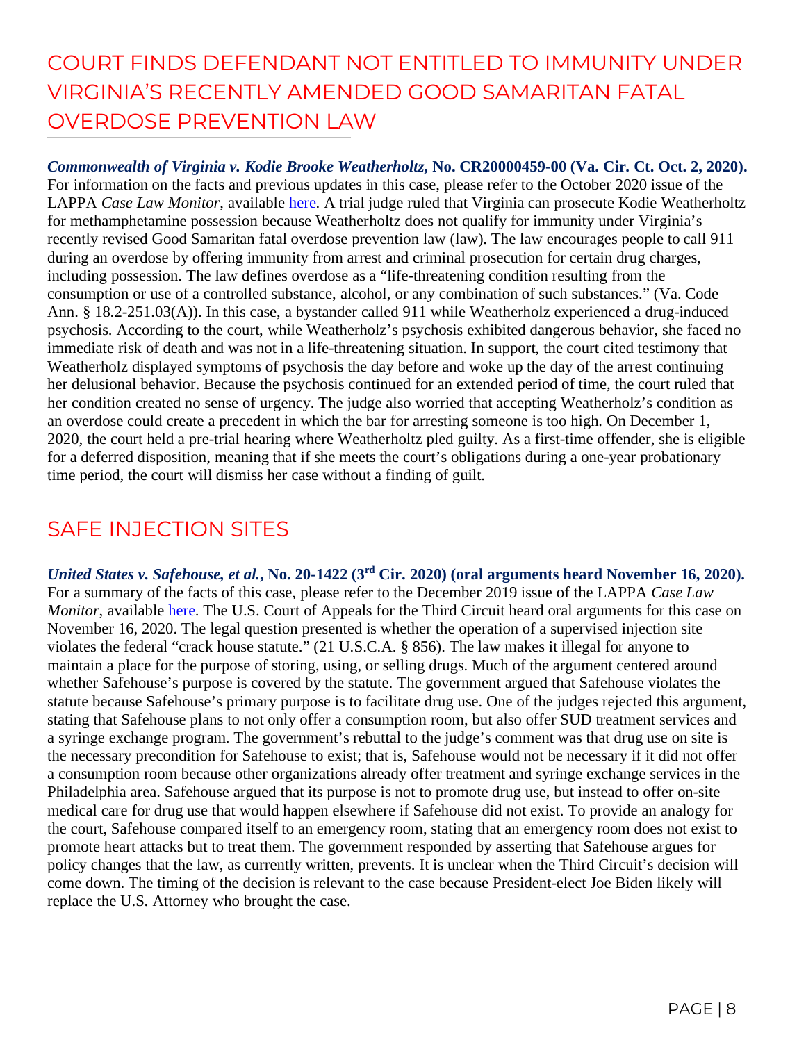## COURT FINDS DEFENDANT NOT ENTITLED TO IMMUNITY UNDER VIRGINIA'S RECENTLY AMENDED GOOD SAMARITAN FATAL OVERDOSE PREVENTION LAW

***Commonwealth of Virginia v. Kodie Brooke Weatherholtz*, No. CR20000459-00 (Va. Cir. Ct. Oct. 2, 2020).** For information on the facts and previous updates in this case, please refer to the October 2020 issue of the LAPPA *Case Law Monitor*, available here. A trial judge ruled that Virginia can prosecute Kodie Weatherholtz for methamphetamine possession because Weatherholtz does not qualify for immunity under Virginia's recently revised Good Samaritan fatal overdose prevention law (law). The law encourages people to call 911 during an overdose by offering immunity from arrest and criminal prosecution for certain drug charges, including possession. The law defines overdose as a "life-threatening condition resulting from the consumption or use of a controlled substance, alcohol, or any combination of such substances." (Va. Code Ann. § 18.2-251.03(A)). In this case, a bystander called 911 while Weatherholz experienced a drug-induced psychosis. According to the court, while Weatherholz's psychosis exhibited dangerous behavior, she faced no immediate risk of death and was not in a life-threatening situation. In support, the court cited testimony that Weatherholz displayed symptoms of psychosis the day before and woke up the day of the arrest continuing her delusional behavior. Because the psychosis continued for an extended period of time, the court ruled that her condition created no sense of urgency. The judge also worried that accepting Weatherholz's condition as an overdose could create a precedent in which the bar for arresting someone is too high. On December 1, 2020, the court held a pre-trial hearing where Weatherholtz pled guilty. As a first-time offender, she is eligible for a deferred disposition, meaning that if she meets the court's obligations during a one-year probationary time period, the court will dismiss her case without a finding of guilt.

## SAFE INJECTION SITES

***United States v. Safehouse, et al.*, No. 20-1422 (3rd Cir. 2020) (oral arguments heard November 16, 2020).** For a summary of the facts of this case, please refer to the December 2019 issue of the LAPPA *Case Law Monitor*, available here. The U.S. Court of Appeals for the Third Circuit heard oral arguments for this case on November 16, 2020. The legal question presented is whether the operation of a supervised injection site violates the federal "crack house statute." (21 U.S.C.A. § 856). The law makes it illegal for anyone to maintain a place for the purpose of storing, using, or selling drugs. Much of the argument centered around whether Safehouse's purpose is covered by the statute. The government argued that Safehouse violates the statute because Safehouse's primary purpose is to facilitate drug use. One of the judges rejected this argument, stating that Safehouse plans to not only offer a consumption room, but also offer SUD treatment services and a syringe exchange program. The government's rebuttal to the judge's comment was that drug use on site is the necessary precondition for Safehouse to exist; that is, Safehouse would not be necessary if it did not offer a consumption room because other organizations already offer treatment and syringe exchange services in the Philadelphia area. Safehouse argued that its purpose is not to promote drug use, but instead to offer on-site medical care for drug use that would happen elsewhere if Safehouse did not exist. To provide an analogy for the court, Safehouse compared itself to an emergency room, stating that an emergency room does not exist to promote heart attacks but to treat them. The government responded by asserting that Safehouse argues for policy changes that the law, as currently written, prevents. It is unclear when the Third Circuit's decision will come down. The timing of the decision is relevant to the case because President-elect Joe Biden likely will replace the U.S. Attorney who brought the case.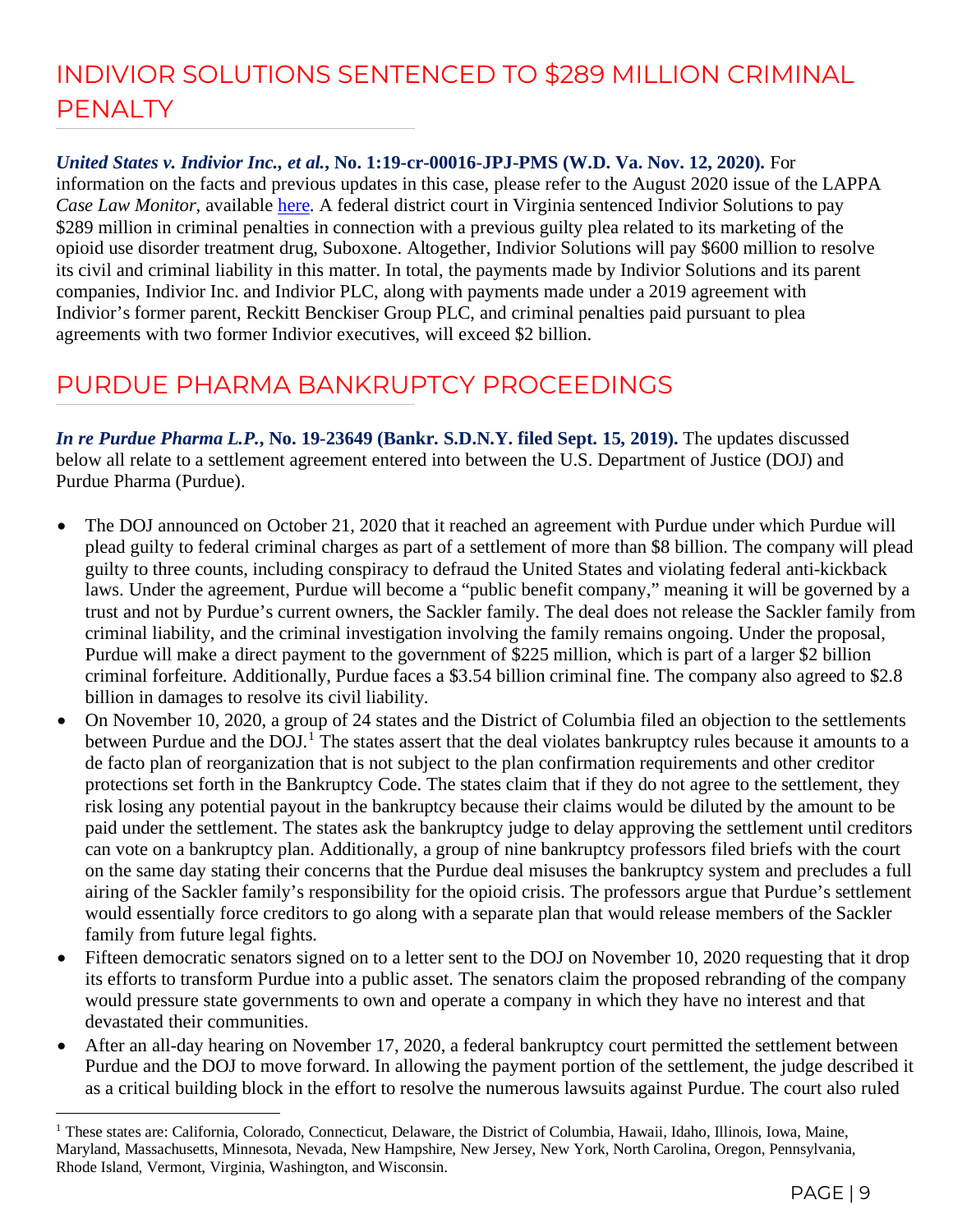# INDIVIOR SOLUTIONS SENTENCED TO $289 MILLION CRIMINAL PENALTY

***United States v. Indivior Inc., et al.*, No. 1:19-cr-00016-JPJ-PMS (W.D. Va. Nov. 12, 2020).** For information on the facts and previous updates in this case, please refer to the August 2020 issue of the LAPPA *Case Law Monitor*, available here. A federal district court in Virginia sentenced Indivior Solutions to pay $289 million in criminal penalties in connection with a previous guilty plea related to its marketing of the opioid use disorder treatment drug, Suboxone. Altogether, Indivior Solutions will pay $600 million to resolve its civil and criminal liability in this matter. In total, the payments made by Indivior Solutions and its parent companies, Indivior Inc. and Indivior PLC, along with payments made under a 2019 agreement with Indivior's former parent, Reckitt Benckiser Group PLC, and criminal penalties paid pursuant to plea agreements with two former Indivior executives, will exceed $2 billion.

# PURDUE PHARMA BANKRUPTCY PROCEEDINGS

***In re Purdue Pharma L.P.*, No. 19-23649 (Bankr. S.D.N.Y. filed Sept. 15, 2019).** The updates discussed below all relate to a settlement agreement entered into between the U.S. Department of Justice (DOJ) and Purdue Pharma (Purdue).

- The DOJ announced on October 21, 2020 that it reached an agreement with Purdue under which Purdue will plead guilty to federal criminal charges as part of a settlement of more than $8 billion. The company will plead guilty to three counts, including conspiracy to defraud the United States and violating federal anti-kickback laws. Under the agreement, Purdue will become a "public benefit company," meaning it will be governed by a trust and not by Purdue's current owners, the Sackler family. The deal does not release the Sackler family from criminal liability, and the criminal investigation involving the family remains ongoing. Under the proposal, Purdue will make a direct payment to the government of $225 million, which is part of a larger $2 billion criminal forfeiture. Additionally, Purdue faces a $3.54 billion criminal fine. The company also agreed to $2.8 billion in damages to resolve its civil liability.
- On November 10, 2020, a group of 24 states and the District of Columbia filed an objection to the settlements between Purdue and the DOJ.[1] The states assert that the deal violates bankruptcy rules because it amounts to a de facto plan of reorganization that is not subject to the plan confirmation requirements and other creditor protections set forth in the Bankruptcy Code. The states claim that if they do not agree to the settlement, they risk losing any potential payout in the bankruptcy because their claims would be diluted by the amount to be paid under the settlement. The states ask the bankruptcy judge to delay approving the settlement until creditors can vote on a bankruptcy plan. Additionally, a group of nine bankruptcy professors filed briefs with the court on the same day stating their concerns that the Purdue deal misuses the bankruptcy system and precludes a full airing of the Sackler family's responsibility for the opioid crisis. The professors argue that Purdue's settlement would essentially force creditors to go along with a separate plan that would release members of the Sackler family from future legal fights.
- Fifteen democratic senators signed on to a letter sent to the DOJ on November 10, 2020 requesting that it drop its efforts to transform Purdue into a public asset. The senators claim the proposed rebranding of the company would pressure state governments to own and operate a company in which they have no interest and that devastated their communities.
- After an all-day hearing on November 17, 2020, a federal bankruptcy court permitted the settlement between Purdue and the DOJ to move forward. In allowing the payment portion of the settlement, the judge described it as a critical building block in the effort to resolve the numerous lawsuits against Purdue. The court also ruled

[1] These states are: California, Colorado, Connecticut, Delaware, the District of Columbia, Hawaii, Idaho, Illinois, Iowa, Maine, Maryland, Massachusetts, Minnesota, Nevada, New Hampshire, New Jersey, New York, North Carolina, Oregon, Pennsylvania, Rhode Island, Vermont, Virginia, Washington, and Wisconsin.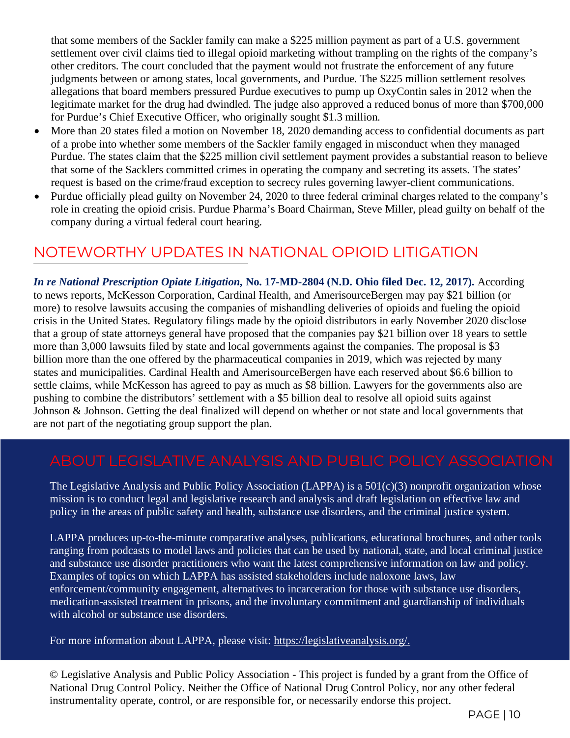that some members of the Sackler family can make a $225 million payment as part of a U.S. government settlement over civil claims tied to illegal opioid marketing without trampling on the rights of the company's other creditors. The court concluded that the payment would not frustrate the enforcement of any future judgments between or among states, local governments, and Purdue. The $225 million settlement resolves allegations that board members pressured Purdue executives to pump up OxyContin sales in 2012 when the legitimate market for the drug had dwindled. The judge also approved a reduced bonus of more than $700,000 for Purdue's Chief Executive Officer, who originally sought $1.3 million.

- More than 20 states filed a motion on November 18, 2020 demanding access to confidential documents as part of a probe into whether some members of the Sackler family engaged in misconduct when they managed Purdue. The states claim that the $225 million civil settlement payment provides a substantial reason to believe that some of the Sacklers committed crimes in operating the company and secreting its assets. The states' request is based on the crime/fraud exception to secrecy rules governing lawyer-client communications.
- Purdue officially plead guilty on November 24, 2020 to three federal criminal charges related to the company's role in creating the opioid crisis. Purdue Pharma's Board Chairman, Steve Miller, plead guilty on behalf of the company during a virtual federal court hearing.

## NOTEWORTHY UPDATES IN NATIONAL OPIOID LITIGATION

***In re National Prescription Opiate Litigation,* No. 17-MD-2804 (N.D. Ohio filed Dec. 12, 2017).** According to news reports, McKesson Corporation, Cardinal Health, and AmerisourceBergen may pay $21 billion (or more) to resolve lawsuits accusing the companies of mishandling deliveries of opioids and fueling the opioid crisis in the United States. Regulatory filings made by the opioid distributors in early November 2020 disclose that a group of state attorneys general have proposed that the companies pay $21 billion over 18 years to settle more than 3,000 lawsuits filed by state and local governments against the companies. The proposal is $3 billion more than the one offered by the pharmaceutical companies in 2019, which was rejected by many states and municipalities. Cardinal Health and AmerisourceBergen have each reserved about $6.6 billion to settle claims, while McKesson has agreed to pay as much as $8 billion. Lawyers for the governments also are pushing to combine the distributors' settlement with a $5 billion deal to resolve all opioid suits against Johnson & Johnson. Getting the deal finalized will depend on whether or not state and local governments that are not part of the negotiating group support the plan.

## ABOUT LEGISLATIVE ANALYSIS AND PUBLIC POLICY ASSOCIATION

The Legislative Analysis and Public Policy Association (LAPPA) is a 501(c)(3) nonprofit organization whose mission is to conduct legal and legislative research and analysis and draft legislation on effective law and policy in the areas of public safety and health, substance use disorders, and the criminal justice system.

LAPPA produces up-to-the-minute comparative analyses, publications, educational brochures, and other tools ranging from podcasts to model laws and policies that can be used by national, state, and local criminal justice and substance use disorder practitioners who want the latest comprehensive information on law and policy. Examples of topics on which LAPPA has assisted stakeholders include naloxone laws, law enforcement/community engagement, alternatives to incarceration for those with substance use disorders, medication-assisted treatment in prisons, and the involuntary commitment and guardianship of individuals with alcohol or substance use disorders.

For more information about LAPPA, please visit: https://legislativeanalysis.org/.

© Legislative Analysis and Public Policy Association - This project is funded by a grant from the Office of National Drug Control Policy. Neither the Office of National Drug Control Policy, nor any other federal instrumentality operate, control, or are responsible for, or necessarily endorse this project.